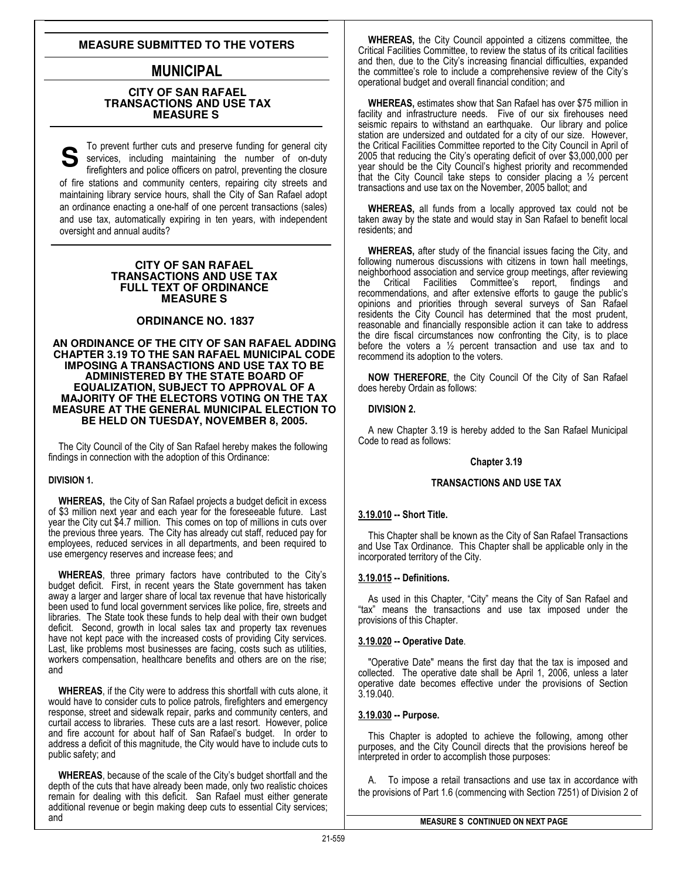## MEASURE SUBMITTED TO THE VOTERS

# MUNICIPAL

### CITY OF SAN RAFAEL TRANSACTIONS AND USE TAX MEASURE S

**S** To prevent further cuts and preserve funding for general city services, including maintaining the number of on-duty firefighters and police officers on patrol, preventing the closure of fire stations and community centers, repairing city streets and maintaining library service hours, shall the City of San Rafael adopt an ordinance enacting a one-half of one percent transactions (sales) and use tax, automatically expiring in ten years, with independent oversight and annual audits?

### CITY OF SAN RAFAEL TRANSACTIONS AND USE TAX FULL TEXT OF ORDINANCE MEASURE S

### ORDINANCE NO. 1837

**AN ORDINANCE OF THE CITY OF SAN RAFAEL ADDING CHAPTER 3.19 TO THE SAN RAFAEL MUNICIPAL CODE IMPOSING A TRANSACTIONS AND USE TAX TO BE ADMINISTERED BY THE STATE BOARD OF EQUALIZATION, SUBJECT TO APPROVAL OF A MAJORITY OF THE ELECTORS VOTING ON THE TAX MEASURE AT THE GENERAL MUNICIPAL ELECTION TO BE HELD ON TUESDAY, NOVEMBER 8, 2005.**

The City Council of the City of San Rafael hereby makes the following findings in connection with the adoption of this Ordinance:

**DIVISION 1.**

**WHEREAS,** the City of San Rafael projects a budget deficit in excess of $3 million next year and each year for the foreseeable future. Last year the City cut $4.7 million. This comes on top of millions in cuts over the previous three years. The City has already cut staff, reduced pay for employees, reduced services in all departments, and been required to use emergency reserves and increase fees; and

**WHEREAS**, three primary factors have contributed to the City's budget deficit. First, in recent years the State government has taken away a larger and larger share of local tax revenue that have historically been used to fund local government services like police, fire, streets and libraries. The State took these funds to help deal with their own budget deficit. Second, growth in local sales tax and property tax revenues have not kept pace with the increased costs of providing City services. Last, like problems most businesses are facing, costs such as utilities, workers compensation, healthcare benefits and others are on the rise; and

**WHEREAS**, if the City were to address this shortfall with cuts alone, it would have to consider cuts to police patrols, firefighters and emergency response, street and sidewalk repair, parks and community centers, and curtail access to libraries. These cuts are a last resort. However, police and fire account for about half of San Rafael's budget. In order to address a deficit of this magnitude, the City would have to include cuts to public safety; and

**WHEREAS**, because of the scale of the City's budget shortfall and the depth of the cuts that have already been made, only two realistic choices remain for dealing with this deficit. San Rafael must either generate additional revenue or begin making deep cuts to essential City services; and

**WHEREAS,** the City Council appointed a citizens committee, the Critical Facilities Committee, to review the status of its critical facilities and then, due to the City's increasing financial difficulties, expanded the committee's role to include a comprehensive review of the City's operational budget and overall financial condition; and

**WHEREAS,** estimates show that San Rafael has over $75 million in facility and infrastructure needs. Five of our six firehouses need seismic repairs to withstand an earthquake. Our library and police station are undersized and outdated for a city of our size. However, the Critical Facilities Committee reported to the City Council in April of 2005 that reducing the City's operating deficit of over $3,000,000 per year should be the City Council's highest priority and recommended that the City Council take steps to consider placing a ½ percent transactions and use tax on the November, 2005 ballot; and

**WHEREAS,** all funds from a locally approved tax could not be taken away by the state and would stay in San Rafael to benefit local residents; and

**WHEREAS,** after study of the financial issues facing the City, and following numerous discussions with citizens in town hall meetings, neighborhood association and service group meetings, after reviewing the Critical Facilities Committee's report, findings and recommendations, and after extensive efforts to gauge the public's opinions and priorities through several surveys of San Rafael residents the City Council has determined that the most prudent, reasonable and financially responsible action it can take to address the dire fiscal circumstances now confronting the City, is to place before the voters a ½ percent transaction and use tax and to recommend its adoption to the voters.

**NOW THEREFORE**, the City Council Of the City of San Rafael does hereby Ordain as follows:

**DIVISION 2.**

A new Chapter 3.19 is hereby added to the San Rafael Municipal Code to read as follows:

**Chapter 3.19**

**TRANSACTIONS AND USE TAX**

**3.19.010 -- Short Title.**

This Chapter shall be known as the City of San Rafael Transactions and Use Tax Ordinance. This Chapter shall be applicable only in the incorporated territory of the City.

**3.19.015 -- Definitions.**

As used in this Chapter, "City" means the City of San Rafael and "tax" means the transactions and use tax imposed under the provisions of this Chapter.

**3.19.020 -- Operative Date**.

"Operative Date" means the first day that the tax is imposed and collected. The operative date shall be April 1, 2006, unless a later operative date becomes effective under the provisions of Section 3.19.040.

**3.19.030 -- Purpose.**

This Chapter is adopted to achieve the following, among other purposes, and the City Council directs that the provisions hereof be interpreted in order to accomplish those purposes:

A. To impose a retail transactions and use tax in accordance with the provisions of Part 1.6 (commencing with Section 7251) of Division 2 of

**MEASURE S CONTINUED ON NEXT PAGE**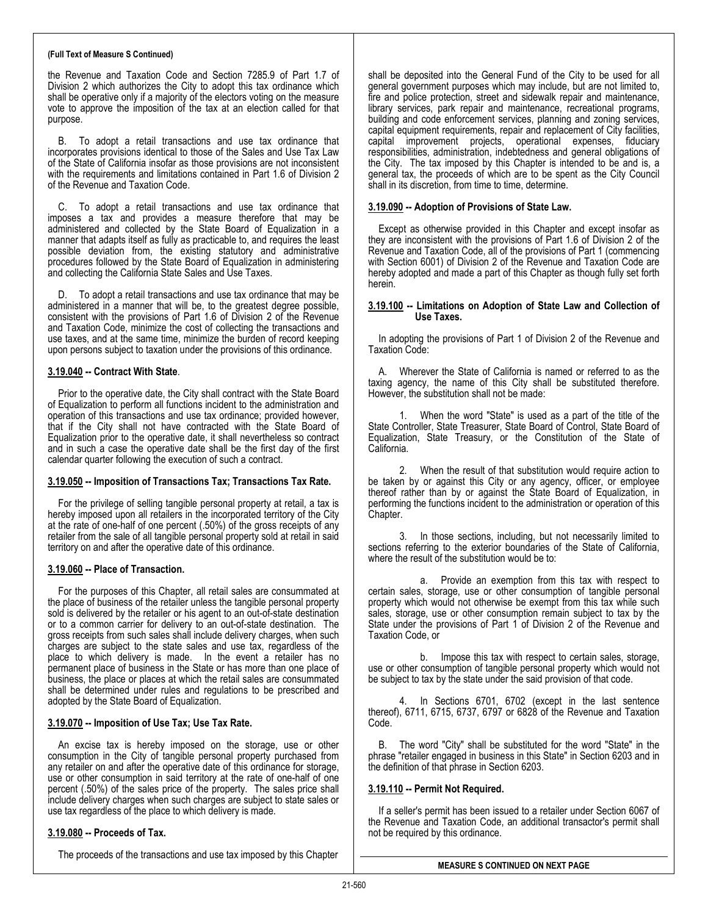**(Full Text of Measure S Continued)**

the Revenue and Taxation Code and Section 7285.9 of Part 1.7 of Division 2 which authorizes the City to adopt this tax ordinance which shall be operative only if a majority of the electors voting on the measure vote to approve the imposition of the tax at an election called for that purpose.

B. To adopt a retail transactions and use tax ordinance that incorporates provisions identical to those of the Sales and Use Tax Law of the State of California insofar as those provisions are not inconsistent with the requirements and limitations contained in Part 1.6 of Division 2 of the Revenue and Taxation Code.

C. To adopt a retail transactions and use tax ordinance that imposes a tax and provides a measure therefore that may be administered and collected by the State Board of Equalization in a manner that adapts itself as fully as practicable to, and requires the least possible deviation from, the existing statutory and administrative procedures followed by the State Board of Equalization in administering and collecting the California State Sales and Use Taxes.

D. To adopt a retail transactions and use tax ordinance that may be administered in a manner that will be, to the greatest degree possible, consistent with the provisions of Part 1.6 of Division 2 of the Revenue and Taxation Code, minimize the cost of collecting the transactions and use taxes, and at the same time, minimize the burden of record keeping upon persons subject to taxation under the provisions of this ordinance.

**3.19.040 -- Contract With State**.

Prior to the operative date, the City shall contract with the State Board of Equalization to perform all functions incident to the administration and operation of this transactions and use tax ordinance; provided however, that if the City shall not have contracted with the State Board of Equalization prior to the operative date, it shall nevertheless so contract and in such a case the operative date shall be the first day of the first calendar quarter following the execution of such a contract.

**3.19.050 -- Imposition of Transactions Tax; Transactions Tax Rate.**

For the privilege of selling tangible personal property at retail, a tax is hereby imposed upon all retailers in the incorporated territory of the City at the rate of one-half of one percent (.50%) of the gross receipts of any retailer from the sale of all tangible personal property sold at retail in said territory on and after the operative date of this ordinance.

**3.19.060 -- Place of Transaction.**

For the purposes of this Chapter, all retail sales are consummated at the place of business of the retailer unless the tangible personal property sold is delivered by the retailer or his agent to an out-of-state destination or to a common carrier for delivery to an out-of-state destination. The gross receipts from such sales shall include delivery charges, when such charges are subject to the state sales and use tax, regardless of the place to which delivery is made. In the event a retailer has no permanent place of business in the State or has more than one place of business, the place or places at which the retail sales are consummated shall be determined under rules and regulations to be prescribed and adopted by the State Board of Equalization.

**3.19.070 -- Imposition of Use Tax; Use Tax Rate.**

An excise tax is hereby imposed on the storage, use or other consumption in the City of tangible personal property purchased from any retailer on and after the operative date of this ordinance for storage, use or other consumption in said territory at the rate of one-half of one percent (.50%) of the sales price of the property. The sales price shall include delivery charges when such charges are subject to state sales or use tax regardless of the place to which delivery is made.

**3.19.080 -- Proceeds of Tax.**

The proceeds of the transactions and use tax imposed by this Chapter shall be deposited into the General Fund of the City to be used for all general government purposes which may include, but are not limited to, fire and police protection, street and sidewalk repair and maintenance, library services, park repair and maintenance, recreational programs, building and code enforcement services, planning and zoning services, capital equipment requirements, repair and replacement of City facilities, capital improvement projects, operational expenses, fiduciary responsibilities, administration, indebtedness and general obligations of the City. The tax imposed by this Chapter is intended to be and is, a general tax, the proceeds of which are to be spent as the City Council shall in its discretion, from time to time, determine.

**3.19.090 -- Adoption of Provisions of State Law.**

Except as otherwise provided in this Chapter and except insofar as they are inconsistent with the provisions of Part 1.6 of Division 2 of the Revenue and Taxation Code, all of the provisions of Part 1 (commencing with Section 6001) of Division 2 of the Revenue and Taxation Code are hereby adopted and made a part of this Chapter as though fully set forth herein.

**3.19.100 -- Limitations on Adoption of State Law and Collection of Use Taxes.**

In adopting the provisions of Part 1 of Division 2 of the Revenue and Taxation Code:

A. Wherever the State of California is named or referred to as the taxing agency, the name of this City shall be substituted therefore. However, the substitution shall not be made:

1. When the word "State" is used as a part of the title of the State Controller, State Treasurer, State Board of Control, State Board of Equalization, State Treasury, or the Constitution of the State of California.

2. When the result of that substitution would require action to be taken by or against this City or any agency, officer, or employee thereof rather than by or against the State Board of Equalization, in performing the functions incident to the administration or operation of this Chapter.

3. In those sections, including, but not necessarily limited to sections referring to the exterior boundaries of the State of California, where the result of the substitution would be to:

a. Provide an exemption from this tax with respect to certain sales, storage, use or other consumption of tangible personal property which would not otherwise be exempt from this tax while such sales, storage, use or other consumption remain subject to tax by the State under the provisions of Part 1 of Division 2 of the Revenue and Taxation Code, or

b. Impose this tax with respect to certain sales, storage, use or other consumption of tangible personal property which would not be subject to tax by the state under the said provision of that code.

4. In Sections 6701, 6702 (except in the last sentence thereof), 6711, 6715, 6737, 6797 or 6828 of the Revenue and Taxation Code.

B. The word "City" shall be substituted for the word "State" in the phrase "retailer engaged in business in this State" in Section 6203 and in the definition of that phrase in Section 6203.

**3.19.110 -- Permit Not Required.**

If a seller's permit has been issued to a retailer under Section 6067 of the Revenue and Taxation Code, an additional transactor's permit shall not be required by this ordinance.

**MEASURE S CONTINUED ON NEXT PAGE**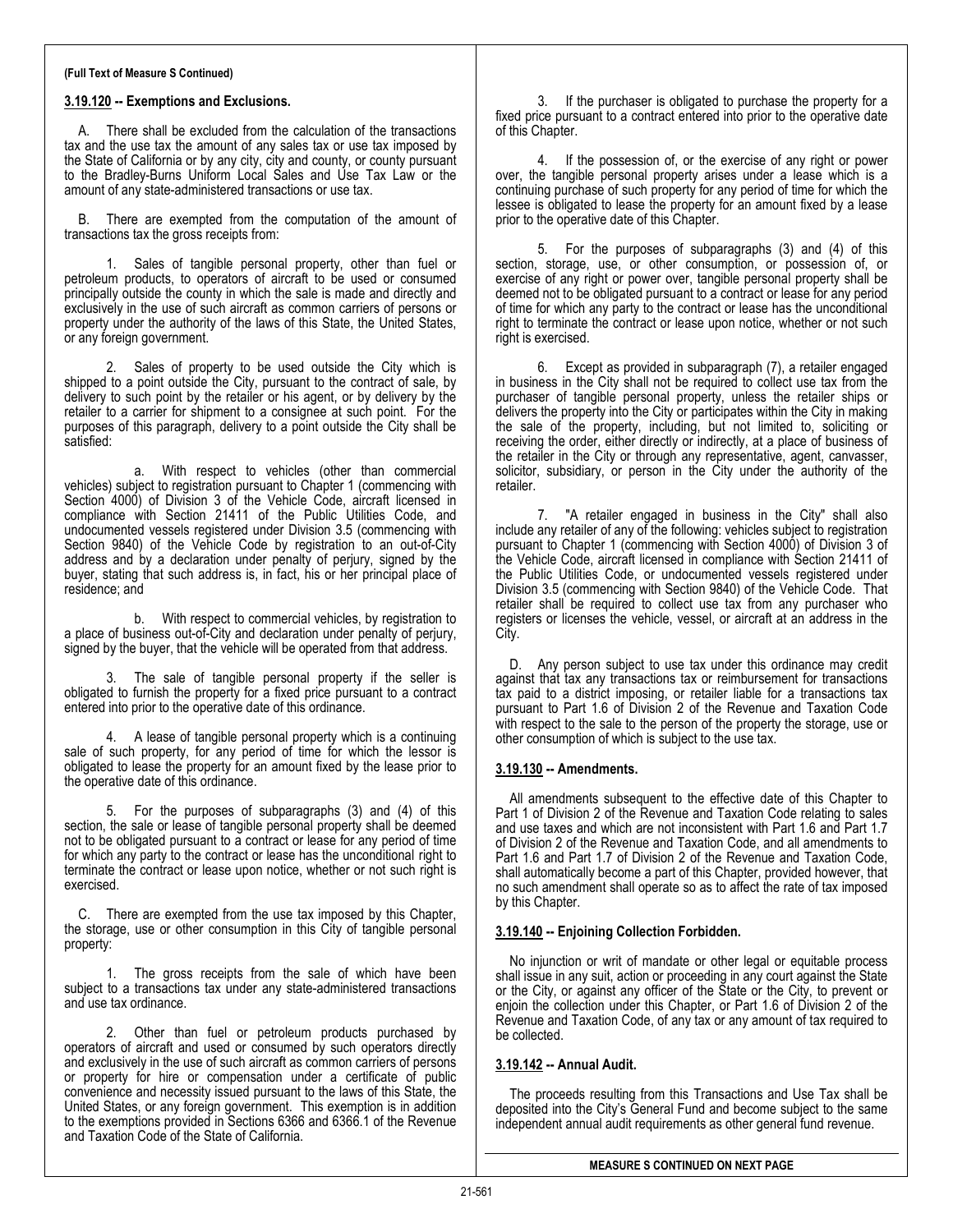**(Full Text of Measure S Continued)**

**3.19.120 -- Exemptions and Exclusions.**

A. There shall be excluded from the calculation of the transactions tax and the use tax the amount of any sales tax or use tax imposed by the State of California or by any city, city and county, or county pursuant to the Bradley-Burns Uniform Local Sales and Use Tax Law or the amount of any state-administered transactions or use tax.

B. There are exempted from the computation of the amount of transactions tax the gross receipts from:

1. Sales of tangible personal property, other than fuel or petroleum products, to operators of aircraft to be used or consumed principally outside the county in which the sale is made and directly and exclusively in the use of such aircraft as common carriers of persons or property under the authority of the laws of this State, the United States, or any foreign government.

2. Sales of property to be used outside the City which is shipped to a point outside the City, pursuant to the contract of sale, by delivery to such point by the retailer or his agent, or by delivery by the retailer to a carrier for shipment to a consignee at such point. For the purposes of this paragraph, delivery to a point outside the City shall be satisfied:

a. With respect to vehicles (other than commercial vehicles) subject to registration pursuant to Chapter 1 (commencing with Section 4000) of Division 3 of the Vehicle Code, aircraft licensed in compliance with Section 21411 of the Public Utilities Code, and undocumented vessels registered under Division 3.5 (commencing with Section 9840) of the Vehicle Code by registration to an out-of-City address and by a declaration under penalty of perjury, signed by the buyer, stating that such address is, in fact, his or her principal place of residence; and

b. With respect to commercial vehicles, by registration to a place of business out-of-City and declaration under penalty of perjury, signed by the buyer, that the vehicle will be operated from that address.

3. The sale of tangible personal property if the seller is obligated to furnish the property for a fixed price pursuant to a contract entered into prior to the operative date of this ordinance.

4. A lease of tangible personal property which is a continuing sale of such property, for any period of time for which the lessor is obligated to lease the property for an amount fixed by the lease prior to the operative date of this ordinance.

5. For the purposes of subparagraphs (3) and (4) of this section, the sale or lease of tangible personal property shall be deemed not to be obligated pursuant to a contract or lease for any period of time for which any party to the contract or lease has the unconditional right to terminate the contract or lease upon notice, whether or not such right is exercised.

C. There are exempted from the use tax imposed by this Chapter, the storage, use or other consumption in this City of tangible personal property:

1. The gross receipts from the sale of which have been subject to a transactions tax under any state-administered transactions and use tax ordinance.

2. Other than fuel or petroleum products purchased by operators of aircraft and used or consumed by such operators directly and exclusively in the use of such aircraft as common carriers of persons or property for hire or compensation under a certificate of public convenience and necessity issued pursuant to the laws of this State, the United States, or any foreign government. This exemption is in addition to the exemptions provided in Sections 6366 and 6366.1 of the Revenue and Taxation Code of the State of California.

3. If the purchaser is obligated to purchase the property for a fixed price pursuant to a contract entered into prior to the operative date of this Chapter.

4. If the possession of, or the exercise of any right or power over, the tangible personal property arises under a lease which is a continuing purchase of such property for any period of time for which the lessee is obligated to lease the property for an amount fixed by a lease prior to the operative date of this Chapter.

5. For the purposes of subparagraphs (3) and (4) of this section, storage, use, or other consumption, or possession of, or exercise of any right or power over, tangible personal property shall be deemed not to be obligated pursuant to a contract or lease for any period of time for which any party to the contract or lease has the unconditional right to terminate the contract or lease upon notice, whether or not such right is exercised.

6. Except as provided in subparagraph (7), a retailer engaged in business in the City shall not be required to collect use tax from the purchaser of tangible personal property, unless the retailer ships or delivers the property into the City or participates within the City in making the sale of the property, including, but not limited to, soliciting or receiving the order, either directly or indirectly, at a place of business of the retailer in the City or through any representative, agent, canvasser, solicitor, subsidiary, or person in the City under the authority of the retailer.

7. "A retailer engaged in business in the City" shall also include any retailer of any of the following: vehicles subject to registration pursuant to Chapter 1 (commencing with Section 4000) of Division 3 of the Vehicle Code, aircraft licensed in compliance with Section 21411 of the Public Utilities Code, or undocumented vessels registered under Division 3.5 (commencing with Section 9840) of the Vehicle Code. That retailer shall be required to collect use tax from any purchaser who registers or licenses the vehicle, vessel, or aircraft at an address in the City.

D. Any person subject to use tax under this ordinance may credit against that tax any transactions tax or reimbursement for transactions tax paid to a district imposing, or retailer liable for a transactions tax pursuant to Part 1.6 of Division 2 of the Revenue and Taxation Code with respect to the sale to the person of the property the storage, use or other consumption of which is subject to the use tax.

**3.19.130 -- Amendments.**

All amendments subsequent to the effective date of this Chapter to Part 1 of Division 2 of the Revenue and Taxation Code relating to sales and use taxes and which are not inconsistent with Part 1.6 and Part 1.7 of Division 2 of the Revenue and Taxation Code, and all amendments to Part 1.6 and Part 1.7 of Division 2 of the Revenue and Taxation Code, shall automatically become a part of this Chapter, provided however, that no such amendment shall operate so as to affect the rate of tax imposed by this Chapter.

**3.19.140 -- Enjoining Collection Forbidden.**

No injunction or writ of mandate or other legal or equitable process shall issue in any suit, action or proceeding in any court against the State or the City, or against any officer of the State or the City, to prevent or enjoin the collection under this Chapter, or Part 1.6 of Division 2 of the Revenue and Taxation Code, of any tax or any amount of tax required to be collected.

**3.19.142 -- Annual Audit.**

The proceeds resulting from this Transactions and Use Tax shall be deposited into the City's General Fund and become subject to the same independent annual audit requirements as other general fund revenue.

**MEASURE S CONTINUED ON NEXT PAGE**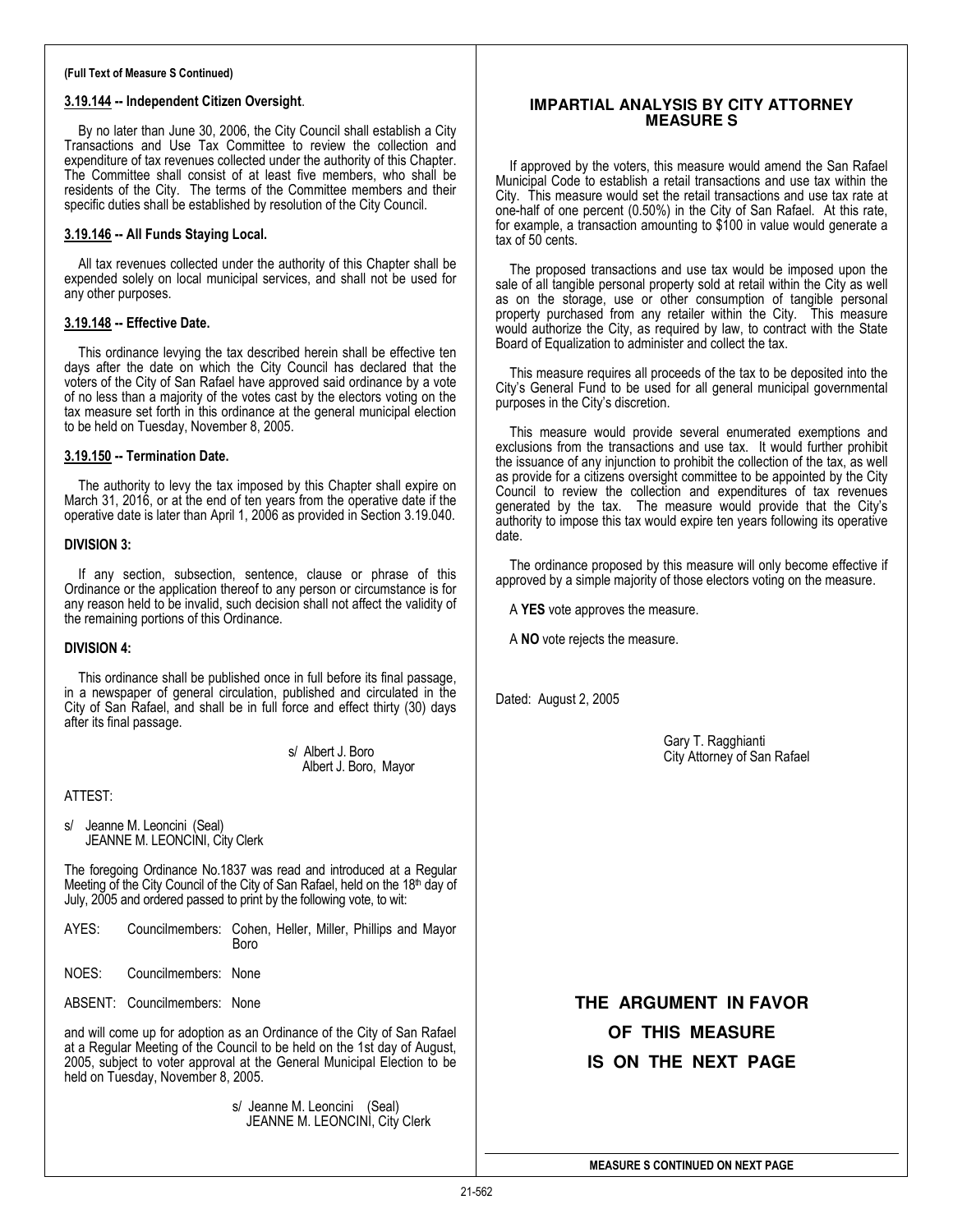**(Full Text of Measure S Continued)**

**3.19.144 -- Independent Citizen Oversight**.

By no later than June 30, 2006, the City Council shall establish a City Transactions and Use Tax Committee to review the collection and expenditure of tax revenues collected under the authority of this Chapter. The Committee shall consist of at least five members, who shall be residents of the City. The terms of the Committee members and their specific duties shall be established by resolution of the City Council.

**3.19.146 -- All Funds Staying Local.**

All tax revenues collected under the authority of this Chapter shall be expended solely on local municipal services, and shall not be used for any other purposes.

**3.19.148 -- Effective Date.**

This ordinance levying the tax described herein shall be effective ten days after the date on which the City Council has declared that the voters of the City of San Rafael have approved said ordinance by a vote of no less than a majority of the votes cast by the electors voting on the tax measure set forth in this ordinance at the general municipal election to be held on Tuesday, November 8, 2005.

**3.19.150 -- Termination Date.**

The authority to levy the tax imposed by this Chapter shall expire on March 31, 2016, or at the end of ten years from the operative date if the operative date is later than April 1, 2006 as provided in Section 3.19.040.

**DIVISION 3:**

If any section, subsection, sentence, clause or phrase of this Ordinance or the application thereof to any person or circumstance is for any reason held to be invalid, such decision shall not affect the validity of the remaining portions of this Ordinance.

**DIVISION 4:**

This ordinance shall be published once in full before its final passage, in a newspaper of general circulation, published and circulated in the City of San Rafael, and shall be in full force and effect thirty (30) days after its final passage.

s/ Albert J. Boro
Albert J. Boro, Mayor

ATTEST:

s/ Jeanne M. Leoncini (Seal)
JEANNE M. LEONCINI, City Clerk

The foregoing Ordinance No.1837 was read and introduced at a Regular Meeting of the City Council of the City of San Rafael, held on the 18th day of July, 2005 and ordered passed to print by the following vote, to wit:

AYES: Councilmembers: Cohen, Heller, Miller, Phillips and Mayor Boro

NOES: Councilmembers: None

ABSENT: Councilmembers: None

and will come up for adoption as an Ordinance of the City of San Rafael at a Regular Meeting of the Council to be held on the 1st day of August, 2005, subject to voter approval at the General Municipal Election to be held on Tuesday, November 8, 2005.

s/ Jeanne M. Leoncini (Seal)
JEANNE M. LEONCINI, City Clerk

## IMPARTIAL ANALYSIS BY CITY ATTORNEY MEASURE S

If approved by the voters, this measure would amend the San Rafael Municipal Code to establish a retail transactions and use tax within the City. This measure would set the retail transactions and use tax rate at one-half of one percent (0.50%) in the City of San Rafael. At this rate, for example, a transaction amounting to $100 in value would generate a tax of 50 cents.

The proposed transactions and use tax would be imposed upon the sale of all tangible personal property sold at retail within the City as well as on the storage, use or other consumption of tangible personal property purchased from any retailer within the City. This measure would authorize the City, as required by law, to contract with the State Board of Equalization to administer and collect the tax.

This measure requires all proceeds of the tax to be deposited into the City's General Fund to be used for all general municipal governmental purposes in the City's discretion.

This measure would provide several enumerated exemptions and exclusions from the transactions and use tax. It would further prohibit the issuance of any injunction to prohibit the collection of the tax, as well as provide for a citizens oversight committee to be appointed by the City Council to review the collection and expenditures of tax revenues generated by the tax. The measure would provide that the City's authority to impose this tax would expire ten years following its operative date.

The ordinance proposed by this measure will only become effective if approved by a simple majority of those electors voting on the measure.

A **YES** vote approves the measure.

A **NO** vote rejects the measure.

Dated: August 2, 2005

Gary T. Ragghianti
City Attorney of San Rafael

**THE ARGUMENT IN FAVOR OF THIS MEASURE IS ON THE NEXT PAGE**

**MEASURE S CONTINUED ON NEXT PAGE**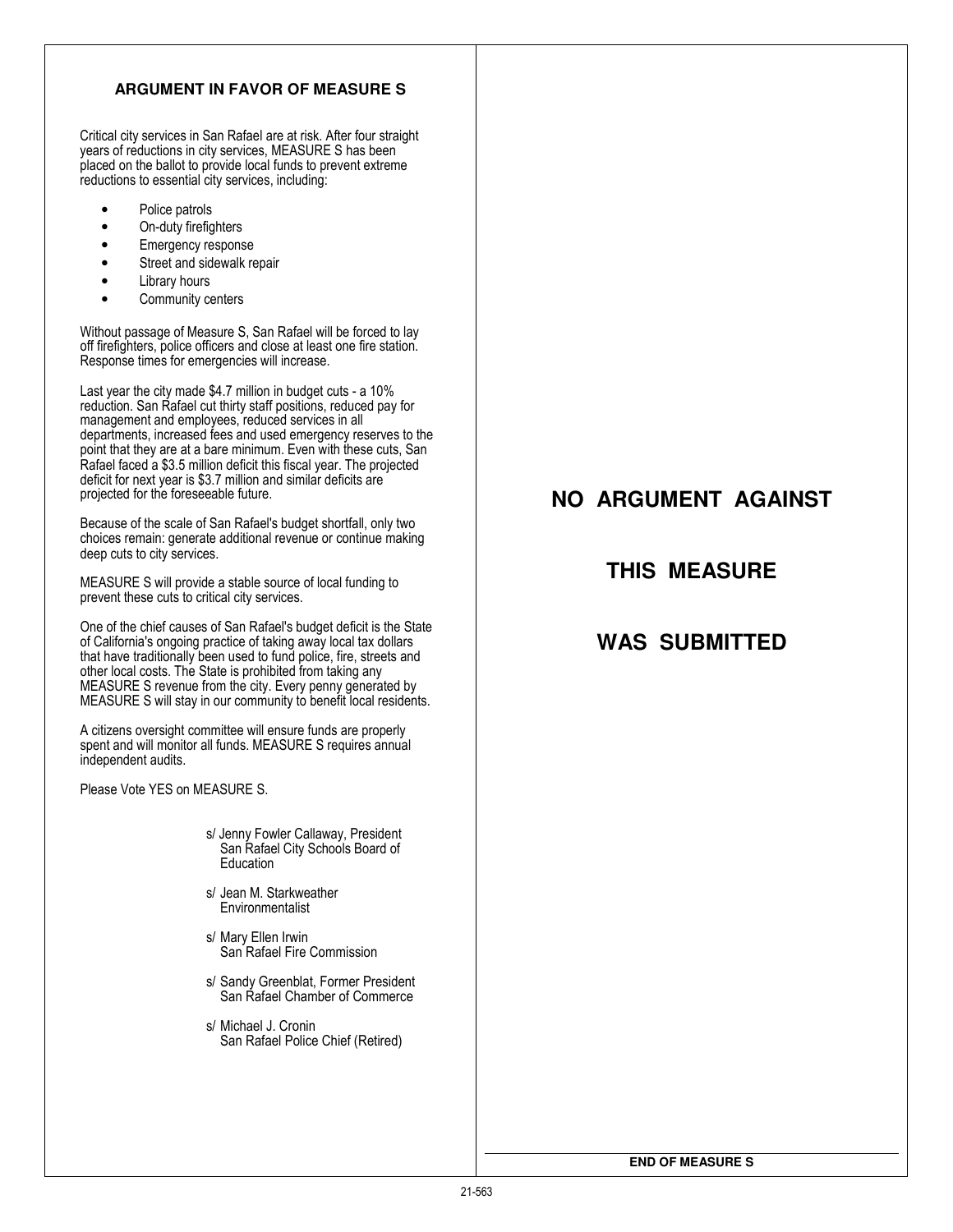## ARGUMENT IN FAVOR OF MEASURE S

Critical city services in San Rafael are at risk. After four straight years of reductions in city services, MEASURE S has been placed on the ballot to provide local funds to prevent extreme reductions to essential city services, including:

- Police patrols
- On-duty firefighters
- Emergency response
- Street and sidewalk repair
- Library hours
- Community centers

Without passage of Measure S, San Rafael will be forced to lay off firefighters, police officers and close at least one fire station. Response times for emergencies will increase.

Last year the city made $4.7 million in budget cuts - a 10% reduction. San Rafael cut thirty staff positions, reduced pay for management and employees, reduced services in all departments, increased fees and used emergency reserves to the point that they are at a bare minimum. Even with these cuts, San Rafael faced a $3.5 million deficit this fiscal year. The projected deficit for next year is $3.7 million and similar deficits are projected for the foreseeable future.

Because of the scale of San Rafael's budget shortfall, only two choices remain: generate additional revenue or continue making deep cuts to city services.

MEASURE S will provide a stable source of local funding to prevent these cuts to critical city services.

One of the chief causes of San Rafael's budget deficit is the State of California's ongoing practice of taking away local tax dollars that have traditionally been used to fund police, fire, streets and other local costs. The State is prohibited from taking any MEASURE S revenue from the city. Every penny generated by MEASURE S will stay in our community to benefit local residents.

A citizens oversight committee will ensure funds are properly spent and will monitor all funds. MEASURE S requires annual independent audits.

Please Vote YES on MEASURE S.

s/ Jenny Fowler Callaway, President
San Rafael City Schools Board of Education

s/ Jean M. Starkweather
Environmentalist

s/ Mary Ellen Irwin
San Rafael Fire Commission

s/ Sandy Greenblat, Former President
San Rafael Chamber of Commerce

s/ Michael J. Cronin
San Rafael Police Chief (Retired)

## NO ARGUMENT AGAINST THIS MEASURE WAS SUBMITTED

**END OF MEASURE S**